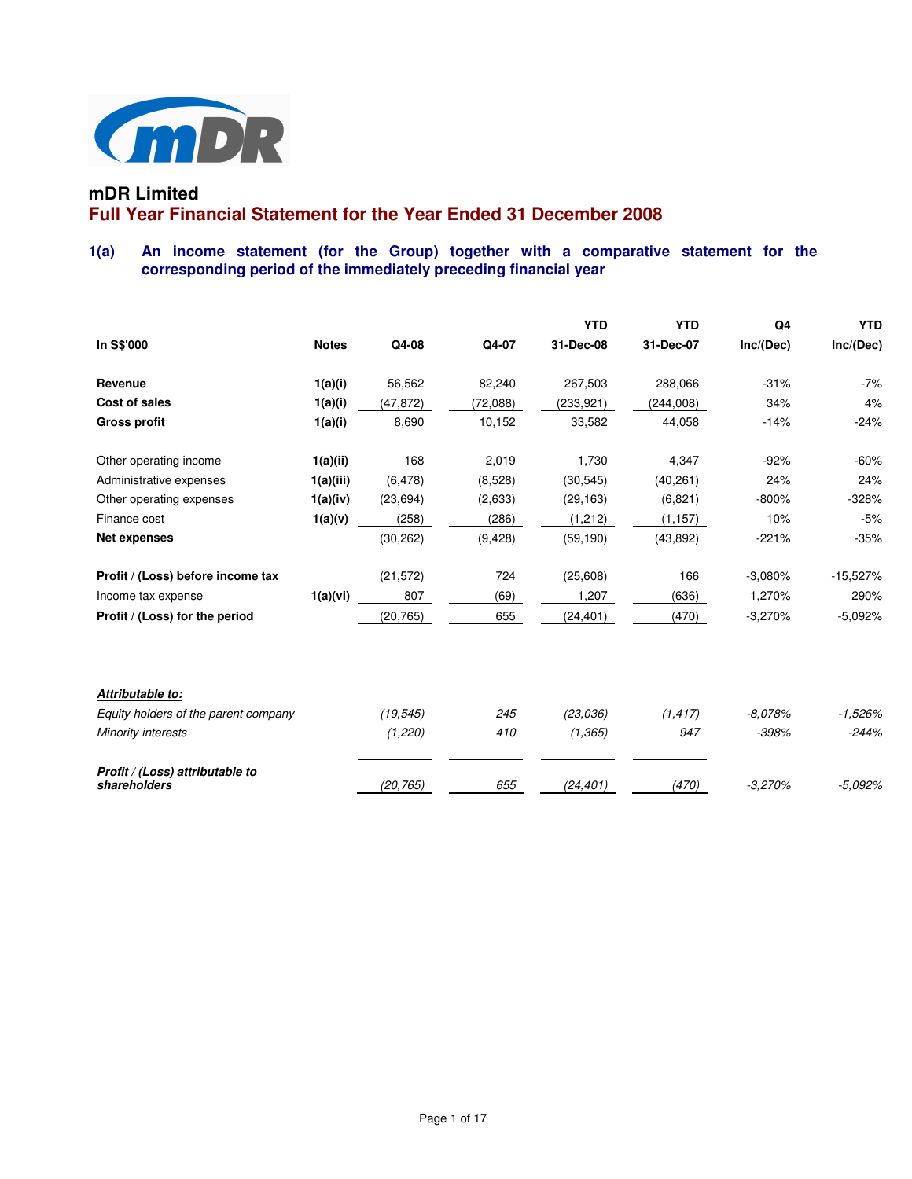# mDR Limited

## Full Year Financial Statement for the Year Ended 31 December 2008

### 1(a) An income statement (for the Group) together with a comparative statement for the corresponding period of the immediately preceding financial year

| In S$'000 | Notes | Q4-08 | Q4-07 | YTD 31-Dec-08 | YTD 31-Dec-07 | Q4 Inc/(Dec) | YTD Inc/(Dec) |
|---|---|---|---|---|---|---|---|
| **Revenue** | **1(a)(i)** | 56,562 | 82,240 | 267,503 | 288,066 | -31% | -7% |
| **Cost of sales** | **1(a)(i)** | (47,872) | (72,088) | (233,921) | (244,008) | 34% | 4% |
| **Gross profit** | **1(a)(i)** | 8,690 | 10,152 | 33,582 | 44,058 | -14% | -24% |
| Other operating income | **1(a)(ii)** | 168 | 2,019 | 1,730 | 4,347 | -92% | -60% |
| Administrative expenses | **1(a)(iii)** | (6,478) | (8,528) | (30,545) | (40,261) | 24% | 24% |
| Other operating expenses | **1(a)(iv)** | (23,694) | (2,633) | (29,163) | (6,821) | -800% | -328% |
| Finance cost | **1(a)(v)** | (258) | (286) | (1,212) | (1,157) | 10% | -5% |
| **Net expenses** | | (30,262) | (9,428) | (59,190) | (43,892) | -221% | -35% |
| **Profit / (Loss) before income tax** | | (21,572) | 724 | (25,608) | 166 | -3,080% | -15,527% |
| Income tax expense | **1(a)(vi)** | 807 | (69) | 1,207 | (636) | 1,270% | 290% |
| **Profit / (Loss) for the period** | | (20,765) | 655 | (24,401) | (470) | -3,270% | -5,092% |
| ***Attributable to:*** | | | | | | | |
| *Equity holders of the parent company* | | *(19,545)* | *245* | *(23,036)* | *(1,417)* | *-8,078%* | *-1,526%* |
| *Minority interests* | | *(1,220)* | *410* | *(1,365)* | *947* | *-398%* | *-244%* |
| ***Profit / (Loss) attributable to shareholders*** | | *(20,765)* | *655* | *(24,401)* | *(470)* | *-3,270%* | *-5,092%* |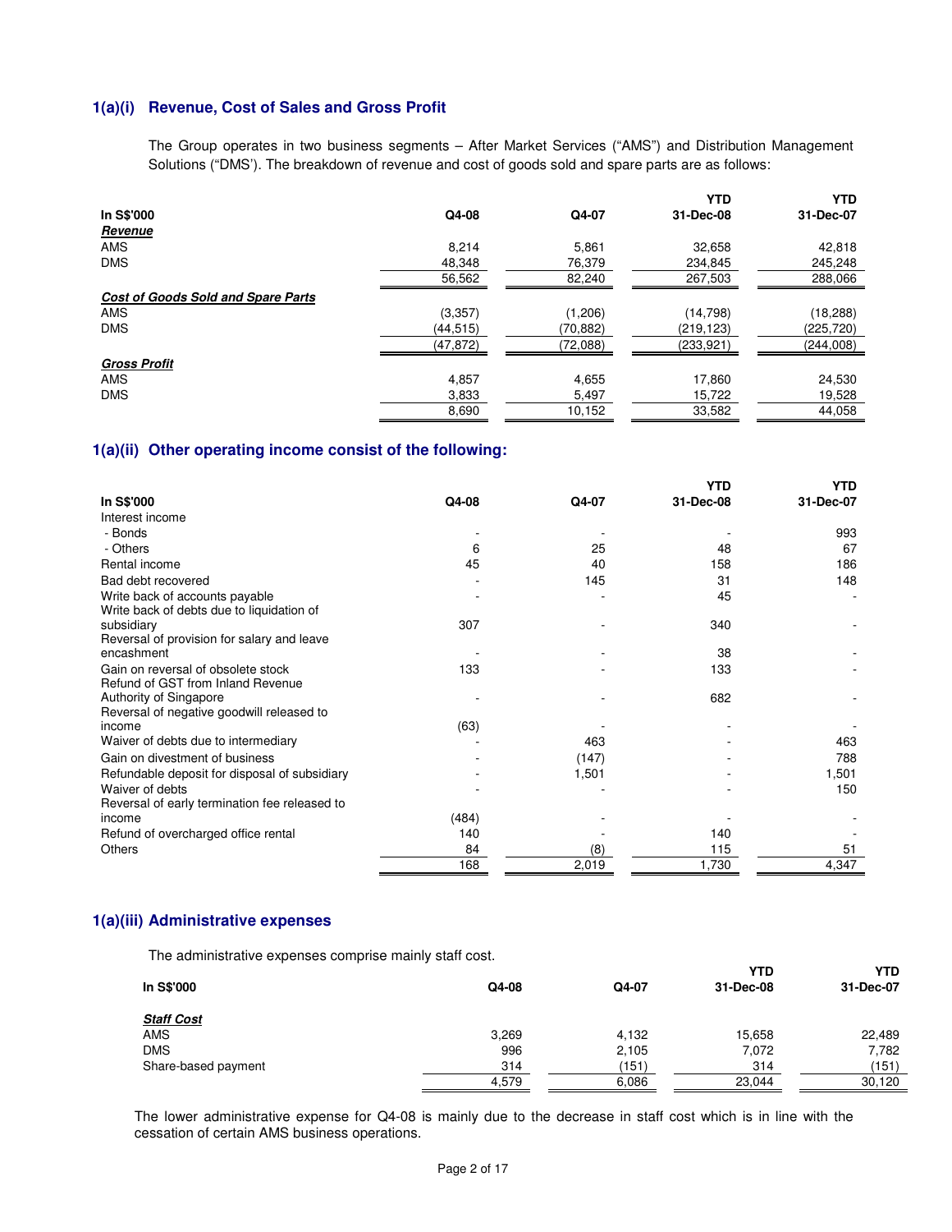### 1(a)(i) Revenue, Cost of Sales and Gross Profit

The Group operates in two business segments – After Market Services ("AMS") and Distribution Management Solutions ("DMS'). The breakdown of revenue and cost of goods sold and spare parts are as follows:

| In S$'000 | Q4-08 | Q4-07 | YTD 31-Dec-08 | YTD 31-Dec-07 |
|---|---|---|---|---|
| ***Revenue*** | | | | |
| AMS | 8,214 | 5,861 | 32,658 | 42,818 |
| DMS | 48,348 | 76,379 | 234,845 | 245,248 |
| | 56,562 | 82,240 | 267,503 | 288,066 |
| ***Cost of Goods Sold and Spare Parts*** | | | | |
| AMS | (3,357) | (1,206) | (14,798) | (18,288) |
| DMS | (44,515) | (70,882) | (219,123) | (225,720) |
| | (47,872) | (72,088) | (233,921) | (244,008) |
| ***Gross Profit*** | | | | |
| AMS | 4,857 | 4,655 | 17,860 | 24,530 |
| DMS | 3,833 | 5,497 | 15,722 | 19,528 |
| | 8,690 | 10,152 | 33,582 | 44,058 |

### 1(a)(ii) Other operating income consist of the following:

| In S$'000 | Q4-08 | Q4-07 | YTD 31-Dec-08 | YTD 31-Dec-07 |
|---|---|---|---|---|
| Interest income | | | | |
| - Bonds | - | - | - | 993 |
| - Others | 6 | 25 | 48 | 67 |
| Rental income | 45 | 40 | 158 | 186 |
| Bad debt recovered | - | 145 | 31 | 148 |
| Write back of accounts payable | - | - | 45 | - |
| Write back of debts due to liquidation of subsidiary | 307 | - | 340 | - |
| Reversal of provision for salary and leave encashment | - | - | 38 | - |
| Gain on reversal of obsolete stock | 133 | - | 133 | - |
| Refund of GST from Inland Revenue Authority of Singapore | - | - | 682 | - |
| Reversal of negative goodwill released to income | (63) | - | - | - |
| Waiver of debts due to intermediary | - | 463 | - | 463 |
| Gain on divestment of business | - | (147) | - | 788 |
| Refundable deposit for disposal of subsidiary | - | 1,501 | - | 1,501 |
| Waiver of debts | - | - | - | 150 |
| Reversal of early termination fee released to income | (484) | - | - | - |
| Refund of overcharged office rental | 140 | - | 140 | - |
| Others | 84 | (8) | 115 | 51 |
| | 168 | 2,019 | 1,730 | 4,347 |

### 1(a)(iii) Administrative expenses

The administrative expenses comprise mainly staff cost.

| In S$'000 | Q4-08 | Q4-07 | YTD 31-Dec-08 | YTD 31-Dec-07 |
|---|---|---|---|---|
| ***Staff Cost*** | | | | |
| AMS | 3,269 | 4,132 | 15,658 | 22,489 |
| DMS | 996 | 2,105 | 7,072 | 7,782 |
| Share-based payment | 314 | (151) | 314 | (151) |
| | 4,579 | 6,086 | 23,044 | 30,120 |

The lower administrative expense for Q4-08 is mainly due to the decrease in staff cost which is in line with the cessation of certain AMS business operations.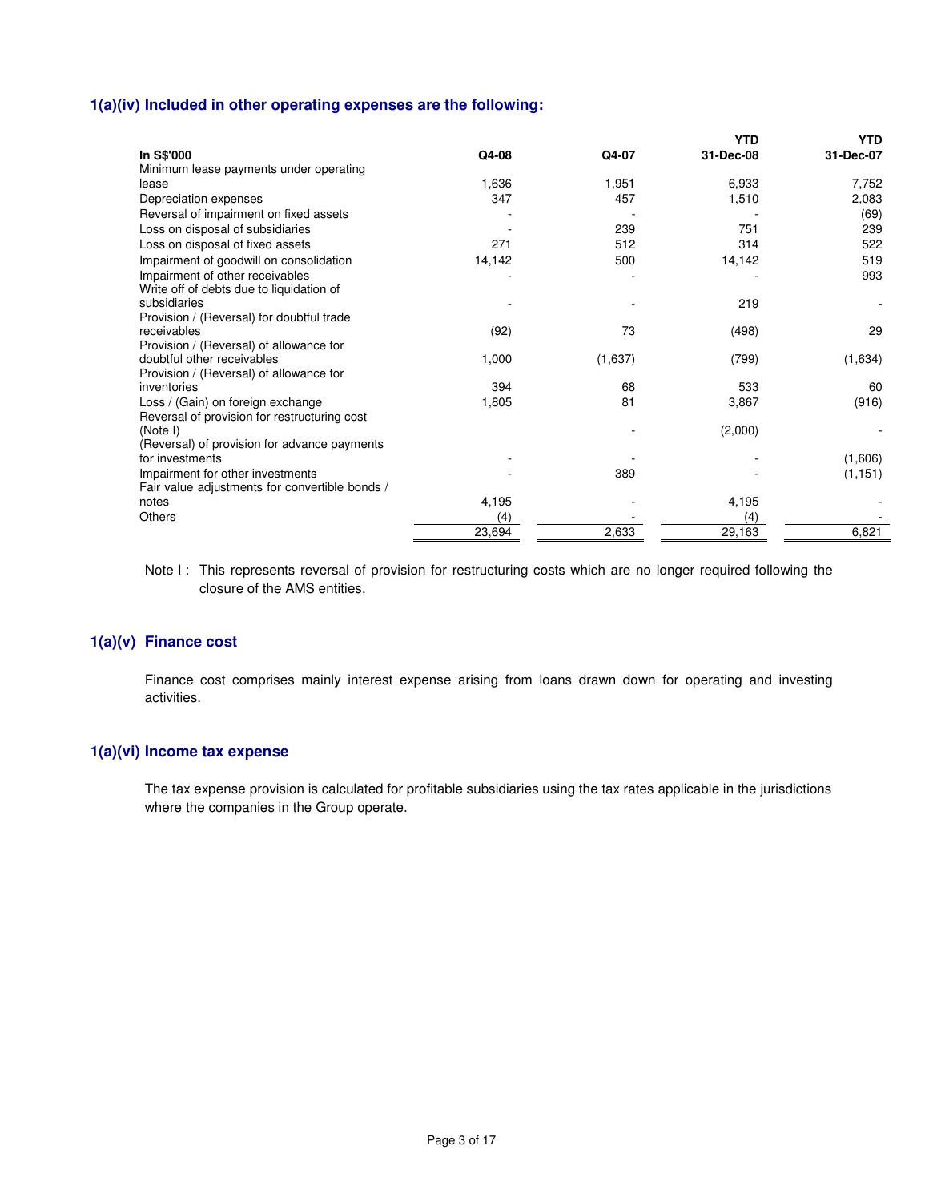### 1(a)(iv) Included in other operating expenses are the following:

| In S$'000 | Q4-08 | Q4-07 | YTD 31-Dec-08 | YTD 31-Dec-07 |
|---|---|---|---|---|
| Minimum lease payments under operating lease | 1,636 | 1,951 | 6,933 | 7,752 |
| Depreciation expenses | 347 | 457 | 1,510 | 2,083 |
| Reversal of impairment on fixed assets | - | - | - | (69) |
| Loss on disposal of subsidiaries | - | 239 | 751 | 239 |
| Loss on disposal of fixed assets | 271 | 512 | 314 | 522 |
| Impairment of goodwill on consolidation | 14,142 | 500 | 14,142 | 519 |
| Impairment of other receivables | - | - | - | 993 |
| Write off of debts due to liquidation of subsidiaries | - | - | 219 | - |
| Provision / (Reversal) for doubtful trade receivables | (92) | 73 | (498) | 29 |
| Provision / (Reversal) of allowance for doubtful other receivables | 1,000 | (1,637) | (799) | (1,634) |
| Provision / (Reversal) of allowance for inventories | 394 | 68 | 533 | 60 |
| Loss / (Gain) on foreign exchange | 1,805 | 81 | 3,867 | (916) |
| Reversal of provision for restructuring cost (Note I) | | - | (2,000) | - |
| (Reversal) of provision for advance payments for investments | - | - | - | (1,606) |
| Impairment for other investments | - | 389 | - | (1,151) |
| Fair value adjustments for convertible bonds / notes | 4,195 | - | 4,195 | - |
| Others | (4) | - | (4) | - |
| | 23,694 | 2,633 | 29,163 | 6,821 |

Note I : This represents reversal of provision for restructuring costs which are no longer required following the closure of the AMS entities.

### 1(a)(v) Finance cost

Finance cost comprises mainly interest expense arising from loans drawn down for operating and investing activities.

### 1(a)(vi) Income tax expense

The tax expense provision is calculated for profitable subsidiaries using the tax rates applicable in the jurisdictions where the companies in the Group operate.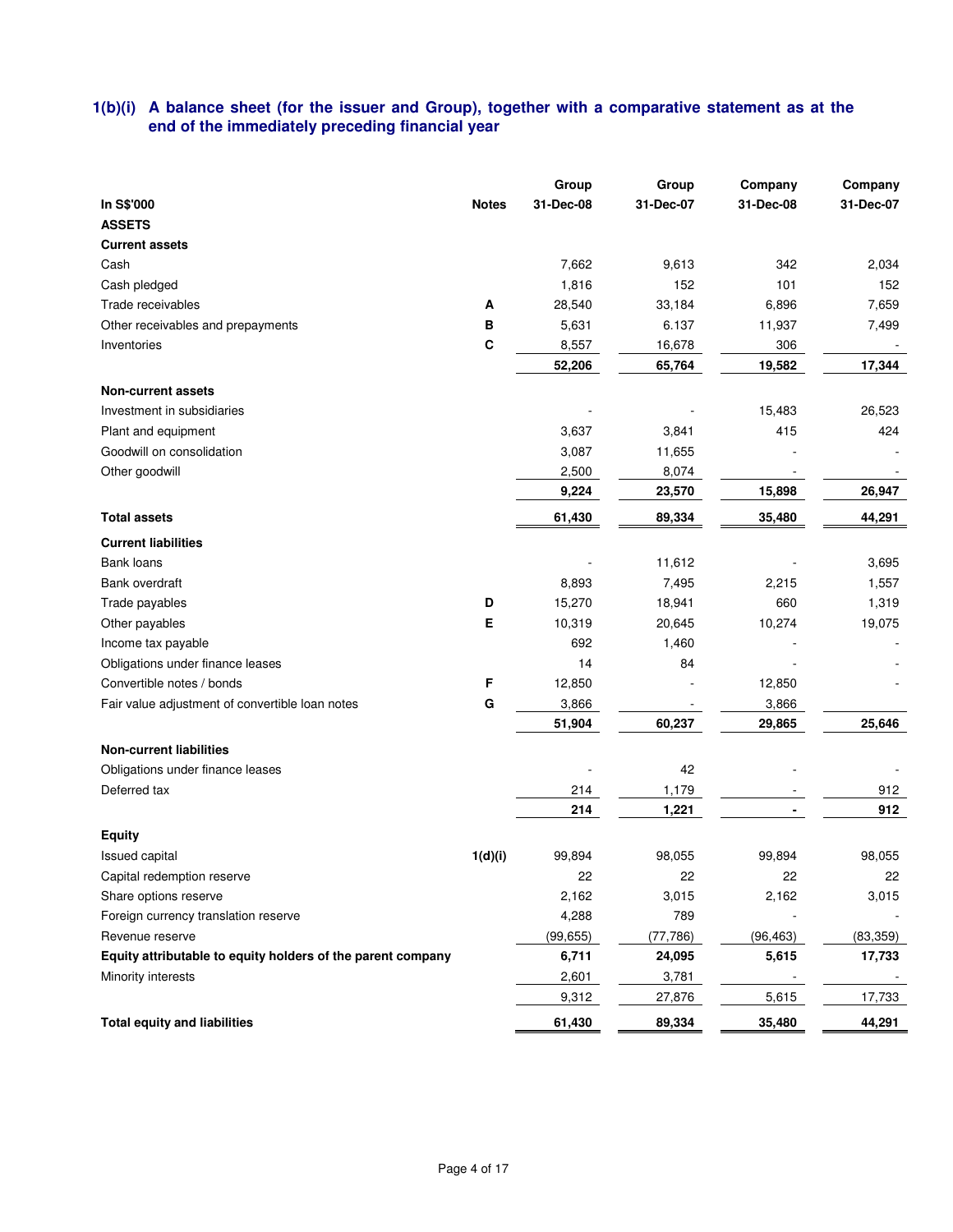## 1(b)(i) A balance sheet (for the issuer and Group), together with a comparative statement as at the end of the immediately preceding financial year

| In S$'000 | Notes | Group 31-Dec-08 | Group 31-Dec-07 | Company 31-Dec-08 | Company 31-Dec-07 |
|---|---|---|---|---|---|
| **ASSETS** | | | | | |
| **Current assets** | | | | | |
| Cash | | 7,662 | 9,613 | 342 | 2,034 |
| Cash pledged | | 1,816 | 152 | 101 | 152 |
| Trade receivables | A | 28,540 | 33,184 | 6,896 | 7,659 |
| Other receivables and prepayments | B | 5,631 | 6.137 | 11,937 | 7,499 |
| Inventories | C | 8,557 | 16,678 | 306 | - |
| | | **52,206** | **65,764** | **19,582** | **17,344** |
| **Non-current assets** | | | | | |
| Investment in subsidiaries | | - | - | 15,483 | 26,523 |
| Plant and equipment | | 3,637 | 3,841 | 415 | 424 |
| Goodwill on consolidation | | 3,087 | 11,655 | - | - |
| Other goodwill | | 2,500 | 8,074 | - | - |
| | | **9,224** | **23,570** | **15,898** | **26,947** |
| **Total assets** | | **61,430** | **89,334** | **35,480** | **44,291** |
| **Current liabilities** | | | | | |
| Bank loans | | - | 11,612 | - | 3,695 |
| Bank overdraft | | 8,893 | 7,495 | 2,215 | 1,557 |
| Trade payables | D | 15,270 | 18,941 | 660 | 1,319 |
| Other payables | E | 10,319 | 20,645 | 10,274 | 19,075 |
| Income tax payable | | 692 | 1,460 | - | - |
| Obligations under finance leases | | 14 | 84 | - | - |
| Convertible notes / bonds | F | 12,850 | - | 12,850 | - |
| Fair value adjustment of convertible loan notes | G | 3,866 | - | 3,866 | |
| | | **51,904** | **60,237** | **29,865** | **25,646** |
| **Non-current liabilities** | | | | | |
| Obligations under finance leases | | - | 42 | - | - |
| Deferred tax | | 214 | 1,179 | - | 912 |
| | | **214** | **1,221** | **-** | **912** |
| **Equity** | | | | | |
| Issued capital | 1(d)(i) | 99,894 | 98,055 | 99,894 | 98,055 |
| Capital redemption reserve | | 22 | 22 | 22 | 22 |
| Share options reserve | | 2,162 | 3,015 | 2,162 | 3,015 |
| Foreign currency translation reserve | | 4,288 | 789 | - | - |
| Revenue reserve | | (99,655) | (77,786) | (96,463) | (83,359) |
| **Equity attributable to equity holders of the parent company** | | **6,711** | **24,095** | **5,615** | **17,733** |
| Minority interests | | 2,601 | 3,781 | - | - |
| | | 9,312 | 27,876 | 5,615 | 17,733 |
| **Total equity and liabilities** | | **61,430** | **89,334** | **35,480** | **44,291** |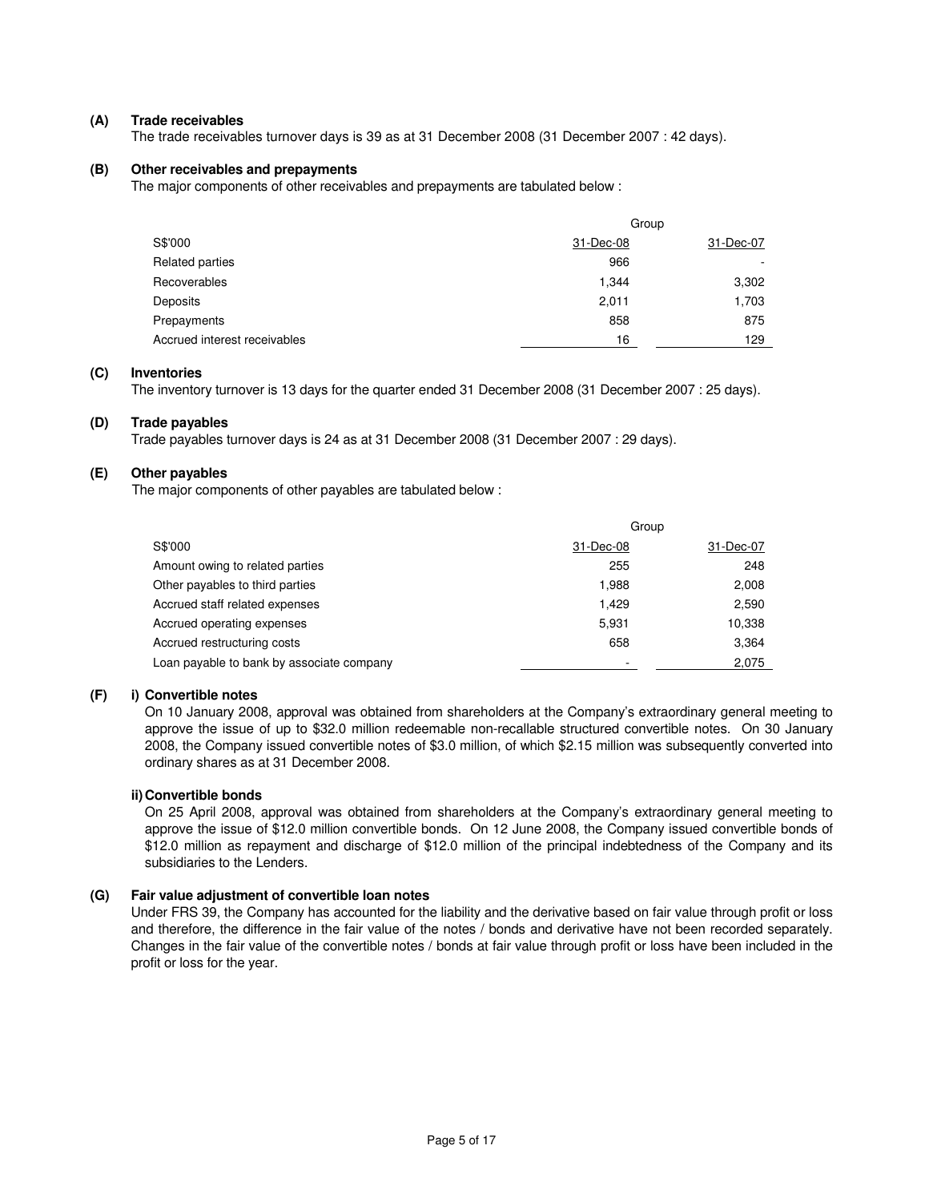**(A) Trade receivables**

The trade receivables turnover days is 39 as at 31 December 2008 (31 December 2007 : 42 days).

**(B) Other receivables and prepayments**

The major components of other receivables and prepayments are tabulated below :

| | Group | |
|---|---|---|
| S$'000 | 31-Dec-08 | 31-Dec-07 |
| Related parties | 966 | - |
| Recoverables | 1,344 | 3,302 |
| Deposits | 2,011 | 1,703 |
| Prepayments | 858 | 875 |
| Accrued interest receivables | 16 | 129 |

**(C) Inventories**

The inventory turnover is 13 days for the quarter ended 31 December 2008 (31 December 2007 : 25 days).

**(D) Trade payables**

Trade payables turnover days is 24 as at 31 December 2008 (31 December 2007 : 29 days).

**(E) Other payables**

The major components of other payables are tabulated below :

| | Group | |
|---|---|---|
| S$'000 | 31-Dec-08 | 31-Dec-07 |
| Amount owing to related parties | 255 | 248 |
| Other payables to third parties | 1,988 | 2,008 |
| Accrued staff related expenses | 1,429 | 2,590 |
| Accrued operating expenses | 5,931 | 10,338 |
| Accrued restructuring costs | 658 | 3,364 |
| Loan payable to bank by associate company | - | 2,075 |

**(F) i) Convertible notes**

On 10 January 2008, approval was obtained from shareholders at the Company's extraordinary general meeting to approve the issue of up to $32.0 million redeemable non-recallable structured convertible notes. On 30 January 2008, the Company issued convertible notes of $3.0 million, of which $2.15 million was subsequently converted into ordinary shares as at 31 December 2008.

**ii) Convertible bonds**

On 25 April 2008, approval was obtained from shareholders at the Company's extraordinary general meeting to approve the issue of $12.0 million convertible bonds. On 12 June 2008, the Company issued convertible bonds of $12.0 million as repayment and discharge of $12.0 million of the principal indebtedness of the Company and its subsidiaries to the Lenders.

**(G) Fair value adjustment of convertible loan notes**

Under FRS 39, the Company has accounted for the liability and the derivative based on fair value through profit or loss and therefore, the difference in the fair value of the notes / bonds and derivative have not been recorded separately. Changes in the fair value of the convertible notes / bonds at fair value through profit or loss have been included in the profit or loss for the year.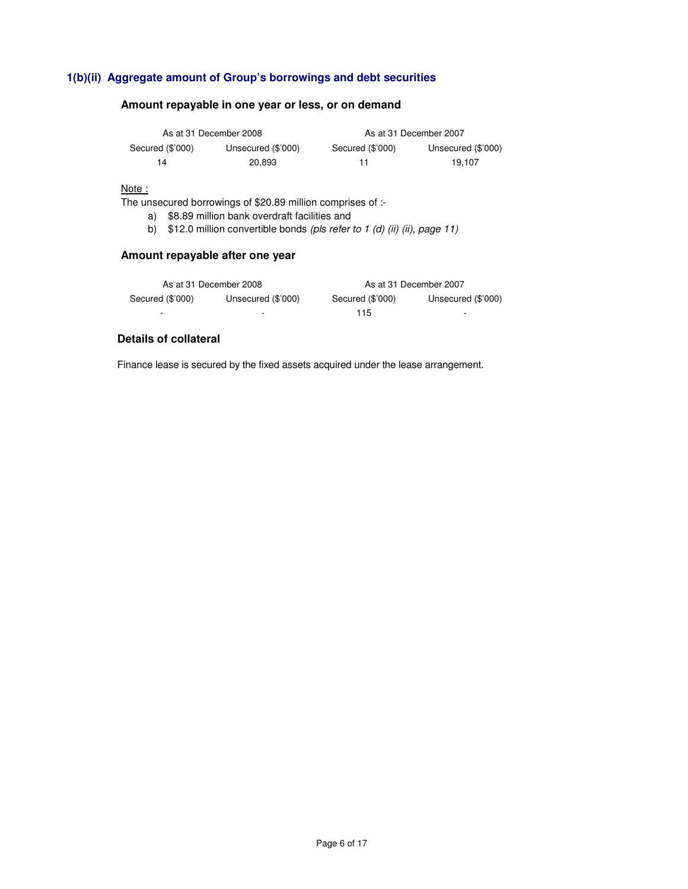## 1(b)(ii) Aggregate amount of Group's borrowings and debt securities

### Amount repayable in one year or less, or on demand

| As at 31 December 2008 | | As at 31 December 2007 | |
|---|---|---|---|
| Secured ($'000) | Unsecured ($'000) | Secured ($'000) | Unsecured ($'000) |
| 14 | 20,893 | 11 | 19,107 |

Note :

The unsecured borrowings of $20.89 million comprises of :-

a) $8.89 million bank overdraft facilities and
b) $12.0 million convertible bonds *(pls refer to 1 (d) (ii) (ii), page 11)*

### Amount repayable after one year

| As at 31 December 2008 | | As at 31 December 2007 | |
|---|---|---|---|
| Secured ($'000) | Unsecured ($'000) | Secured ($'000) | Unsecured ($'000) |
| - | - | 115 | - |

### Details of collateral

Finance lease is secured by the fixed assets acquired under the lease arrangement.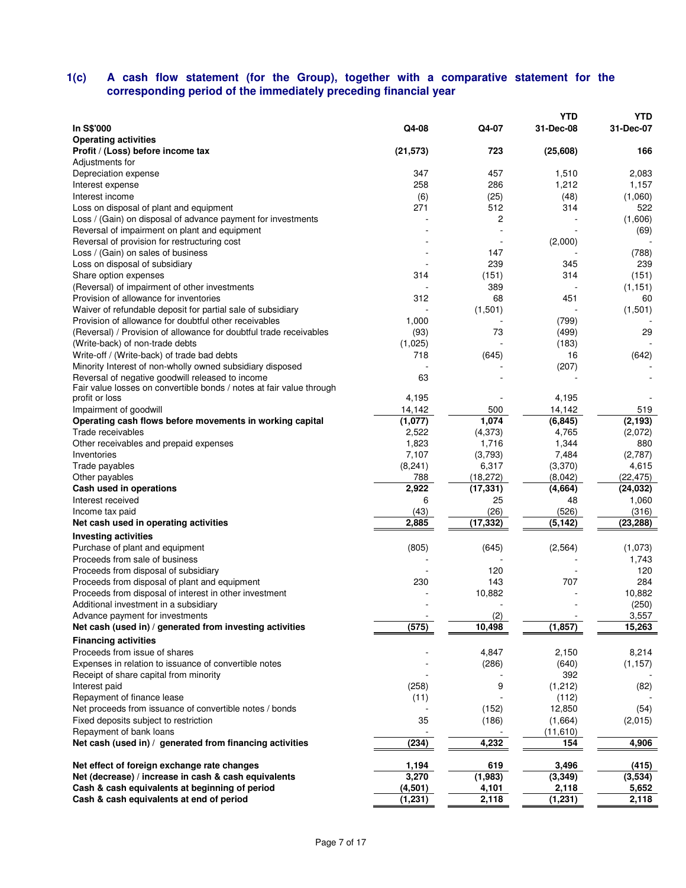### 1(c) A cash flow statement (for the Group), together with a comparative statement for the corresponding period of the immediately preceding financial year

| In S$'000 | Q4-08 | Q4-07 | YTD 31-Dec-08 | YTD 31-Dec-07 |
|---|---|---|---|---|
| **Operating activities** | | | | |
| **Profit / (Loss) before income tax** | **(21,573)** | **723** | **(25,608)** | **166** |
| Adjustments for | | | | |
| Depreciation expense | 347 | 457 | 1,510 | 2,083 |
| Interest expense | 258 | 286 | 1,212 | 1,157 |
| Interest income | (6) | (25) | (48) | (1,060) |
| Loss on disposal of plant and equipment | 271 | 512 | 314 | 522 |
| Loss / (Gain) on disposal of advance payment for investments | - | 2 | - | (1,606) |
| Reversal of impairment on plant and equipment | - | - | - | (69) |
| Reversal of provision for restructuring cost | - | - | (2,000) | - |
| Loss / (Gain) on sales of business | - | 147 | - | (788) |
| Loss on disposal of subsidiary | - | 239 | 345 | 239 |
| Share option expenses | 314 | (151) | 314 | (151) |
| (Reversal) of impairment of other investments | - | 389 | - | (1,151) |
| Provision of allowance for inventories | 312 | 68 | 451 | 60 |
| Waiver of refundable deposit for partial sale of subsidiary | - | (1,501) | - | (1,501) |
| Provision of allowance for doubtful other receivables | 1,000 | - | (799) | - |
| (Reversal) / Provision of allowance for doubtful trade receivables | (93) | 73 | (499) | 29 |
| (Write-back) of non-trade debts | (1,025) | - | (183) | - |
| Write-off / (Write-back) of trade bad debts | 718 | (645) | 16 | (642) |
| Minority Interest of non-wholly owned subsidiary disposed | - | - | (207) | - |
| Reversal of negative goodwill released to income | 63 | - | - | - |
| Fair value losses on convertible bonds / notes at fair value through profit or loss | 4,195 | - | 4,195 | - |
| Impairment of goodwill | 14,142 | 500 | 14,142 | 519 |
| **Operating cash flows before movements in working capital** | **(1,077)** | **1,074** | **(6,845)** | **(2,193)** |
| Trade receivables | 2,522 | (4,373) | 4,765 | (2,072) |
| Other receivables and prepaid expenses | 1,823 | 1,716 | 1,344 | 880 |
| Inventories | 7,107 | (3,793) | 7,484 | (2,787) |
| Trade payables | (8,241) | 6,317 | (3,370) | 4,615 |
| Other payables | 788 | (18,272) | (8,042) | (22,475) |
| **Cash used in operations** | **2,922** | **(17,331)** | **(4,664)** | **(24,032)** |
| Interest received | 6 | 25 | 48 | 1,060 |
| Income tax paid | (43) | (26) | (526) | (316) |
| **Net cash used in operating activities** | **2,885** | **(17,332)** | **(5,142)** | **(23,288)** |
| **Investing activities** | | | | |
| Purchase of plant and equipment | (805) | (645) | (2,564) | (1,073) |
| Proceeds from sale of business | - | - | - | 1,743 |
| Proceeds from disposal of subsidiary | - | 120 | - | 120 |
| Proceeds from disposal of plant and equipment | 230 | 143 | 707 | 284 |
| Proceeds from disposal of interest in other investment | - | 10,882 | - | 10,882 |
| Additional investment in a subsidiary | - | - | - | (250) |
| Advance payment for investments | - | (2) | - | 3,557 |
| **Net cash (used in) / generated from investing activities** | **(575)** | **10,498** | **(1,857)** | **15,263** |
| **Financing activities** | | | | |
| Proceeds from issue of shares | - | 4,847 | 2,150 | 8,214 |
| Expenses in relation to issuance of convertible notes | - | (286) | (640) | (1,157) |
| Receipt of share capital from minority | - | - | 392 | - |
| Interest paid | (258) | 9 | (1,212) | (82) |
| Repayment of finance lease | (11) | - | (112) | - |
| Net proceeds from issuance of convertible notes / bonds | - | (152) | 12,850 | (54) |
| Fixed deposits subject to restriction | 35 | (186) | (1,664) | (2,015) |
| Repayment of bank loans | - | - | (11,610) | - |
| **Net cash (used in) / generated from financing activities** | **(234)** | **4,232** | **154** | **4,906** |
| **Net effect of foreign exchange rate changes** | **1,194** | **619** | **3,496** | **(415)** |
| **Net (decrease) / increase in cash & cash equivalents** | **3,270** | **(1,983)** | **(3,349)** | **(3,534)** |
| **Cash & cash equivalents at beginning of period** | **(4,501)** | **4,101** | **2,118** | **5,652** |
| **Cash & cash equivalents at end of period** | **(1,231)** | **2,118** | **(1,231)** | **2,118** |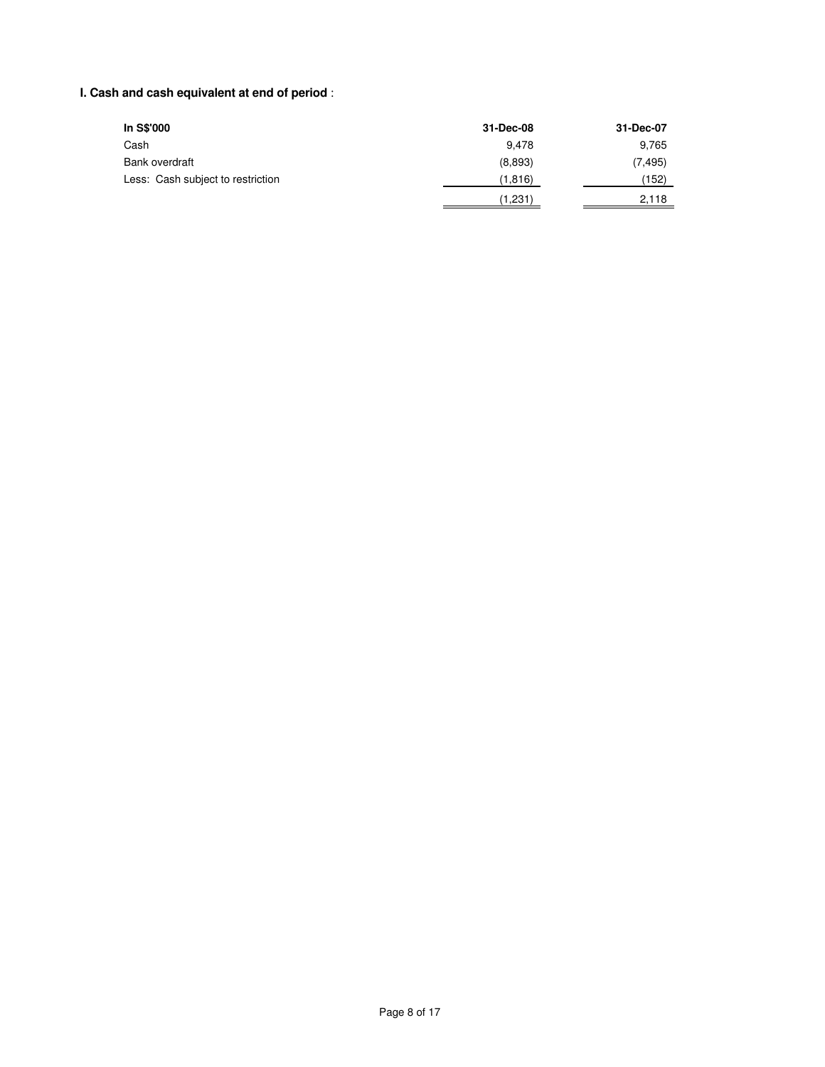**l. Cash and cash equivalent at end of period** :

| In S$'000 | 31-Dec-08 | 31-Dec-07 |
|---|---|---|
| Cash | 9,478 | 9,765 |
| Bank overdraft | (8,893) | (7,495) |
| Less: Cash subject to restriction | (1,816) | (152) |
| | (1,231) | 2,118 |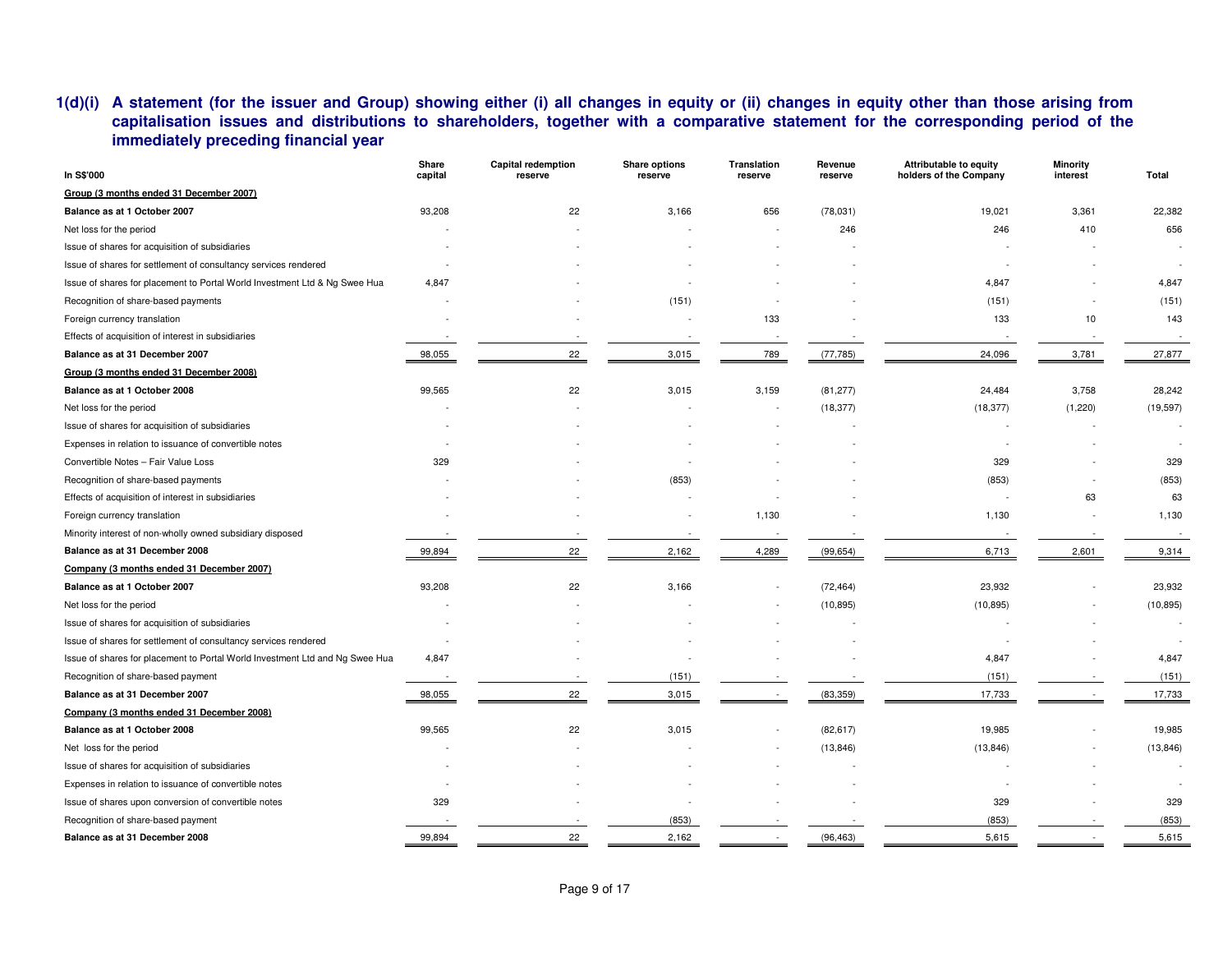## 1(d)(i) A statement (for the issuer and Group) showing either (i) all changes in equity or (ii) changes in equity other than those arising from capitalisation issues and distributions to shareholders, together with a comparative statement for the corresponding period of the immediately preceding financial year

| In S$'000 | Share capital | Capital redemption reserve | Share options reserve | Translation reserve | Revenue reserve | Attributable to equity holders of the Company | Minority interest | Total |
|---|---|---|---|---|---|---|---|---|
| **Group (3 months ended 31 December 2007)** | | | | | | | | |
| **Balance as at 1 October 2007** | 93,208 | 22 | 3,166 | 656 | (78,031) | 19,021 | 3,361 | 22,382 |
| Net loss for the period | - | - | - | - | 246 | 246 | 410 | 656 |
| Issue of shares for acquisition of subsidiaries | - | - | - | - | - | - | - | - |
| Issue of shares for settlement of consultancy services rendered | - | - | - | - | - | - | - | - |
| Issue of shares for placement to Portal World Investment Ltd & Ng Swee Hua | 4,847 | - | - | - | - | 4,847 | - | 4,847 |
| Recognition of share-based payments | - | - | (151) | - | - | (151) | - | (151) |
| Foreign currency translation | - | - | - | 133 | - | 133 | 10 | 143 |
| Effects of acquisition of interest in subsidiaries | - | - | - | - | - | - | - | - |
| **Balance as at 31 December 2007** | 98,055 | 22 | 3,015 | 789 | (77,785) | 24,096 | 3,781 | 27,877 |
| **Group (3 months ended 31 December 2008)** | | | | | | | | |
| **Balance as at 1 October 2008** | 99,565 | 22 | 3,015 | 3,159 | (81,277) | 24,484 | 3,758 | 28,242 |
| Net loss for the period | - | - | - | - | (18,377) | (18,377) | (1,220) | (19,597) |
| Issue of shares for acquisition of subsidiaries | - | - | - | - | - | - | - | - |
| Expenses in relation to issuance of convertible notes | - | - | - | - | - | - | - | - |
| Convertible Notes – Fair Value Loss | 329 | - | - | - | - | 329 | - | 329 |
| Recognition of share-based payments | - | - | (853) | - | - | (853) | - | (853) |
| Effects of acquisition of interest in subsidiaries | - | - | - | - | - | - | 63 | 63 |
| Foreign currency translation | - | - | - | 1,130 | - | 1,130 | - | 1,130 |
| Minority interest of non-wholly owned subsidiary disposed | - | - | - | - | - | - | - | - |
| **Balance as at 31 December 2008** | 99,894 | 22 | 2,162 | 4,289 | (99,654) | 6,713 | 2,601 | 9,314 |
| **Company (3 months ended 31 December 2007)** | | | | | | | | |
| **Balance as at 1 October 2007** | 93,208 | 22 | 3,166 | - | (72,464) | 23,932 | - | 23,932 |
| Net loss for the period | - | - | - | - | (10,895) | (10,895) | - | (10,895) |
| Issue of shares for acquisition of subsidiaries | - | - | - | - | - | - | - | - |
| Issue of shares for settlement of consultancy services rendered | - | - | - | - | - | - | - | - |
| Issue of shares for placement to Portal World Investment Ltd and Ng Swee Hua | 4,847 | - | - | - | - | 4,847 | - | 4,847 |
| Recognition of share-based payment | - | - | (151) | - | - | (151) | - | (151) |
| **Balance as at 31 December 2007** | 98,055 | 22 | 3,015 | - | (83,359) | 17,733 | - | 17,733 |
| **Company (3 months ended 31 December 2008)** | | | | | | | | |
| **Balance as at 1 October 2008** | 99,565 | 22 | 3,015 | - | (82,617) | 19,985 | - | 19,985 |
| Net loss for the period | - | - | - | - | (13,846) | (13,846) | - | (13,846) |
| Issue of shares for acquisition of subsidiaries | - | - | - | - | - | - | - | - |
| Expenses in relation to issuance of convertible notes | - | - | - | - | - | - | - | - |
| Issue of shares upon conversion of convertible notes | 329 | - | - | - | - | 329 | - | 329 |
| Recognition of share-based payment | - | - | (853) | - | - | (853) | - | (853) |
| **Balance as at 31 December 2008** | 99,894 | 22 | 2,162 | - | (96,463) | 5,615 | - | 5,615 |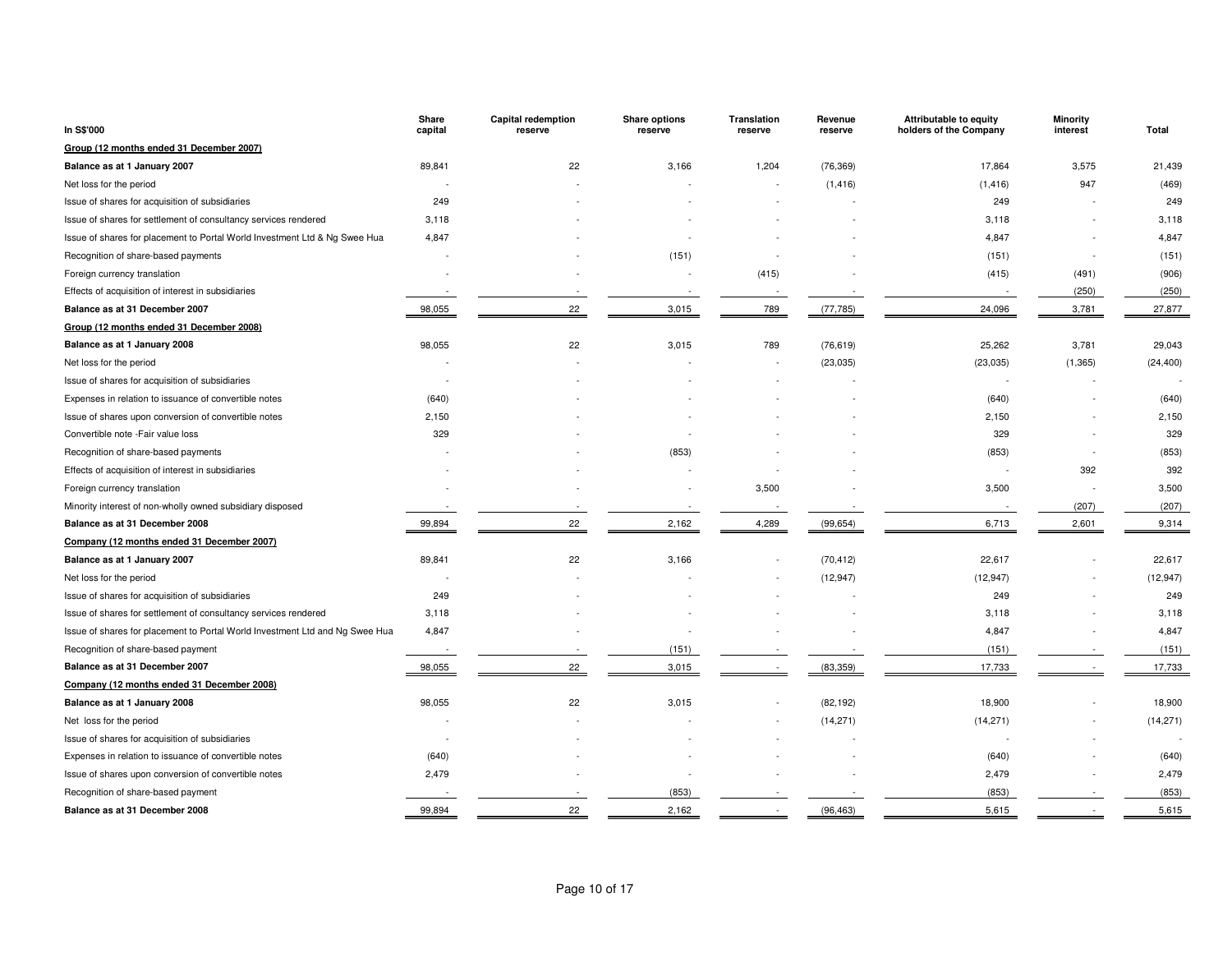| In S$'000 | Share capital | Capital redemption reserve | Share options reserve | Translation reserve | Revenue reserve | Attributable to equity holders of the Company | Minority interest | Total |
|---|---|---|---|---|---|---|---|---|
| **Group (12 months ended 31 December 2007)** | | | | | | | | |
| **Balance as at 1 January 2007** | 89,841 | 22 | 3,166 | 1,204 | (76,369) | 17,864 | 3,575 | 21,439 |
| Net loss for the period | - | - | - | - | (1,416) | (1,416) | 947 | (469) |
| Issue of shares for acquisition of subsidiaries | 249 | - | - | - | - | 249 | - | 249 |
| Issue of shares for settlement of consultancy services rendered | 3,118 | - | - | - | - | 3,118 | - | 3,118 |
| Issue of shares for placement to Portal World Investment Ltd & Ng Swee Hua | 4,847 | - | - | - | - | 4,847 | - | 4,847 |
| Recognition of share-based payments | - | - | (151) | - | - | (151) | - | (151) |
| Foreign currency translation | - | - | - | (415) | - | (415) | (491) | (906) |
| Effects of acquisition of interest in subsidiaries | - | - | - | - | - | - | (250) | (250) |
| **Balance as at 31 December 2007** | 98,055 | 22 | 3,015 | 789 | (77,785) | 24,096 | 3,781 | 27,877 |
| **Group (12 months ended 31 December 2008)** | | | | | | | | |
| **Balance as at 1 January 2008** | 98,055 | 22 | 3,015 | 789 | (76,619) | 25,262 | 3,781 | 29,043 |
| Net loss for the period | - | - | - | - | (23,035) | (23,035) | (1,365) | (24,400) |
| Issue of shares for acquisition of subsidiaries | - | - | - | - | - | - | - | - |
| Expenses in relation to issuance of convertible notes | (640) | - | - | - | - | (640) | - | (640) |
| Issue of shares upon conversion of convertible notes | 2,150 | - | - | - | - | 2,150 | - | 2,150 |
| Convertible note -Fair value loss | 329 | - | - | - | - | 329 | - | 329 |
| Recognition of share-based payments | - | - | (853) | - | - | (853) | - | (853) |
| Effects of acquisition of interest in subsidiaries | - | - | - | - | - | - | 392 | 392 |
| Foreign currency translation | - | - | - | 3,500 | - | 3,500 | - | 3,500 |
| Minority interest of non-wholly owned subsidiary disposed | - | - | - | - | - | - | (207) | (207) |
| **Balance as at 31 December 2008** | 99,894 | 22 | 2,162 | 4,289 | (99,654) | 6,713 | 2,601 | 9,314 |
| **Company (12 months ended 31 December 2007)** | | | | | | | | |
| **Balance as at 1 January 2007** | 89,841 | 22 | 3,166 | - | (70,412) | 22,617 | - | 22,617 |
| Net loss for the period | - | - | - | - | (12,947) | (12,947) | - | (12,947) |
| Issue of shares for acquisition of subsidiaries | 249 | - | - | - | - | 249 | - | 249 |
| Issue of shares for settlement of consultancy services rendered | 3,118 | - | - | - | - | 3,118 | - | 3,118 |
| Issue of shares for placement to Portal World Investment Ltd and Ng Swee Hua | 4,847 | - | - | - | - | 4,847 | - | 4,847 |
| Recognition of share-based payment | - | - | (151) | - | - | (151) | - | (151) |
| **Balance as at 31 December 2007** | 98,055 | 22 | 3,015 | - | (83,359) | 17,733 | - | 17,733 |
| **Company (12 months ended 31 December 2008)** | | | | | | | | |
| **Balance as at 1 January 2008** | 98,055 | 22 | 3,015 | - | (82,192) | 18,900 | - | 18,900 |
| Net loss for the period | - | - | - | - | (14,271) | (14,271) | - | (14,271) |
| Issue of shares for acquisition of subsidiaries | - | - | - | - | - | - | - | - |
| Expenses in relation to issuance of convertible notes | (640) | - | - | - | - | (640) | - | (640) |
| Issue of shares upon conversion of convertible notes | 2,479 | - | - | - | - | 2,479 | - | 2,479 |
| Recognition of share-based payment | - | - | (853) | - | - | (853) | - | (853) |
| **Balance as at 31 December 2008** | 99,894 | 22 | 2,162 | - | (96,463) | 5,615 | - | 5,615 |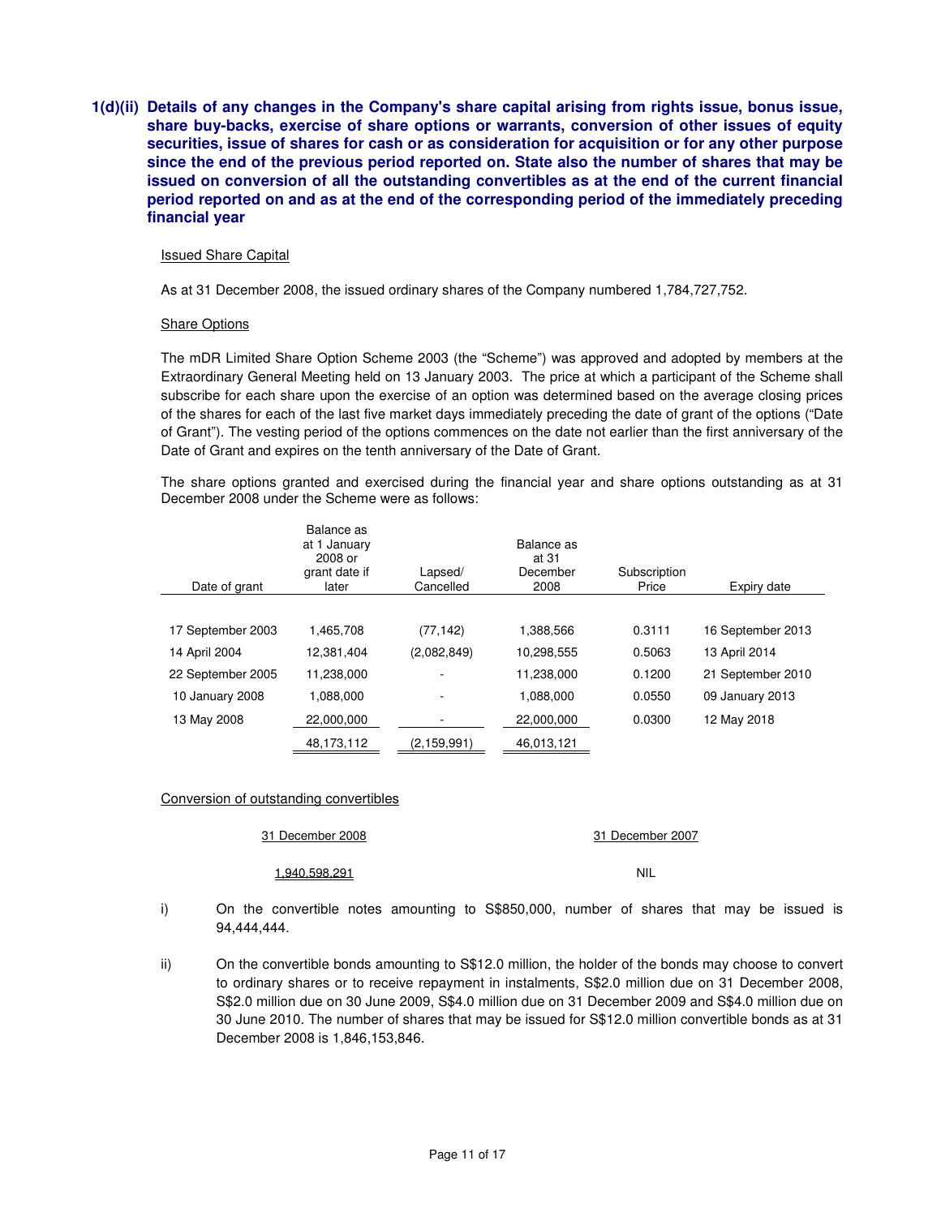## 1(d)(ii) Details of any changes in the Company's share capital arising from rights issue, bonus issue, share buy-backs, exercise of share options or warrants, conversion of other issues of equity securities, issue of shares for cash or as consideration for acquisition or for any other purpose since the end of the previous period reported on. State also the number of shares that may be issued on conversion of all the outstanding convertibles as at the end of the current financial period reported on and as at the end of the corresponding period of the immediately preceding financial year

Issued Share Capital

As at 31 December 2008, the issued ordinary shares of the Company numbered 1,784,727,752.

Share Options

The mDR Limited Share Option Scheme 2003 (the "Scheme") was approved and adopted by members at the Extraordinary General Meeting held on 13 January 2003. The price at which a participant of the Scheme shall subscribe for each share upon the exercise of an option was determined based on the average closing prices of the shares for each of the last five market days immediately preceding the date of grant of the options ("Date of Grant"). The vesting period of the options commences on the date not earlier than the first anniversary of the Date of Grant and expires on the tenth anniversary of the Date of Grant.

The share options granted and exercised during the financial year and share options outstanding as at 31 December 2008 under the Scheme were as follows:

| Date of grant | Balance as at 1 January 2008 or grant date if later | Lapsed/ Cancelled | Balance as at 31 December 2008 | Subscription Price | Expiry date |
|---|---|---|---|---|---|
| 17 September 2003 | 1,465,708 | (77,142) | 1,388,566 | 0.3111 | 16 September 2013 |
| 14 April 2004 | 12,381,404 | (2,082,849) | 10,298,555 | 0.5063 | 13 April 2014 |
| 22 September 2005 | 11,238,000 | - | 11,238,000 | 0.1200 | 21 September 2010 |
| 10 January 2008 | 1,088,000 | - | 1,088,000 | 0.0550 | 09 January 2013 |
| 13 May 2008 | 22,000,000 | - | 22,000,000 | 0.0300 | 12 May 2018 |
| | 48,173,112 | (2,159,991) | 46,013,121 | | |

Conversion of outstanding convertibles

| 31 December 2008 | 31 December 2007 |
|---|---|
| 1,940,598,291 | NIL |

i) On the convertible notes amounting to S$850,000, number of shares that may be issued is 94,444,444.

ii) On the convertible bonds amounting to S$12.0 million, the holder of the bonds may choose to convert to ordinary shares or to receive repayment in instalments, S$2.0 million due on 31 December 2008, S$2.0 million due on 30 June 2009, S$4.0 million due on 31 December 2009 and S$4.0 million due on 30 June 2010. The number of shares that may be issued for S$12.0 million convertible bonds as at 31 December 2008 is 1,846,153,846.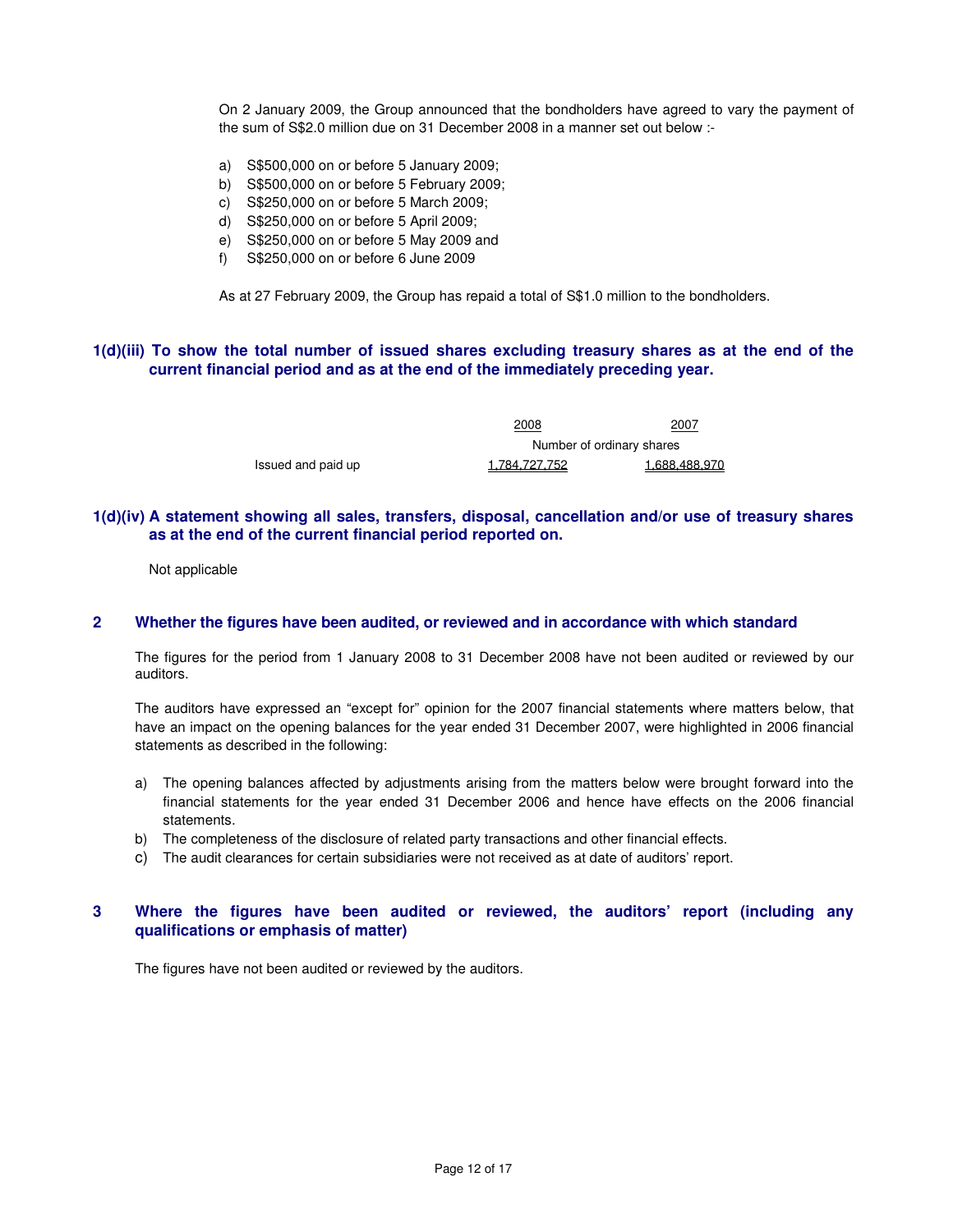On 2 January 2009, the Group announced that the bondholders have agreed to vary the payment of the sum of S$2.0 million due on 31 December 2008 in a manner set out below :-

a) S$500,000 on or before 5 January 2009;
b) S$500,000 on or before 5 February 2009;
c) S$250,000 on or before 5 March 2009;
d) S$250,000 on or before 5 April 2009;
e) S$250,000 on or before 5 May 2009 and
f) S$250,000 on or before 6 June 2009

As at 27 February 2009, the Group has repaid a total of S$1.0 million to the bondholders.

### 1(d)(iii) To show the total number of issued shares excluding treasury shares as at the end of the current financial period and as at the end of the immediately preceding year.

| | 2008 | 2007 |
|---|---|---|
| | Number of ordinary shares | |
| Issued and paid up | 1,784,727,752 | 1,688,488,970 |

### 1(d)(iv) A statement showing all sales, transfers, disposal, cancellation and/or use of treasury shares as at the end of the current financial period reported on.

Not applicable

### 2 Whether the figures have been audited, or reviewed and in accordance with which standard

The figures for the period from 1 January 2008 to 31 December 2008 have not been audited or reviewed by our auditors.

The auditors have expressed an "except for" opinion for the 2007 financial statements where matters below, that have an impact on the opening balances for the year ended 31 December 2007, were highlighted in 2006 financial statements as described in the following:

a) The opening balances affected by adjustments arising from the matters below were brought forward into the financial statements for the year ended 31 December 2006 and hence have effects on the 2006 financial statements.
b) The completeness of the disclosure of related party transactions and other financial effects.
c) The audit clearances for certain subsidiaries were not received as at date of auditors' report.

### 3 Where the figures have been audited or reviewed, the auditors' report (including any qualifications or emphasis of matter)

The figures have not been audited or reviewed by the auditors.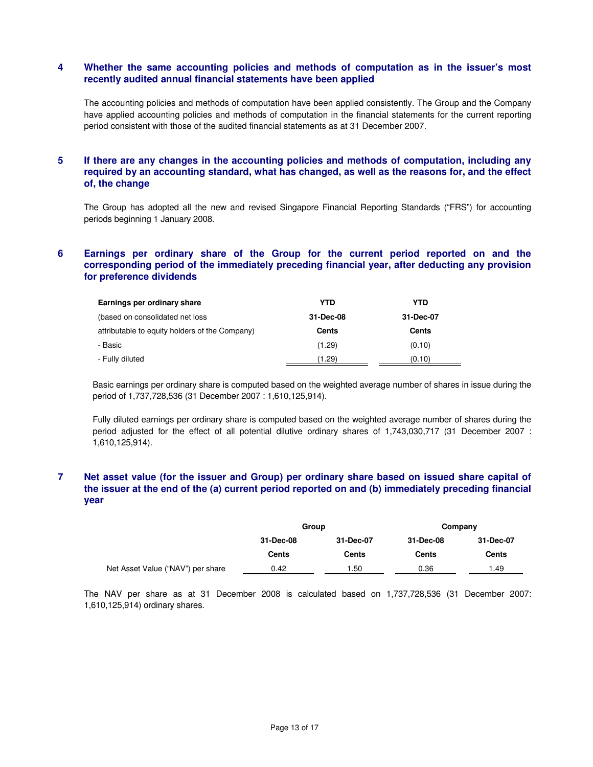## 4 Whether the same accounting policies and methods of computation as in the issuer's most recently audited annual financial statements have been applied

The accounting policies and methods of computation have been applied consistently. The Group and the Company have applied accounting policies and methods of computation in the financial statements for the current reporting period consistent with those of the audited financial statements as at 31 December 2007.

## 5 If there are any changes in the accounting policies and methods of computation, including any required by an accounting standard, what has changed, as well as the reasons for, and the effect of, the change

The Group has adopted all the new and revised Singapore Financial Reporting Standards ("FRS") for accounting periods beginning 1 January 2008.

## 6 Earnings per ordinary share of the Group for the current period reported on and the corresponding period of the immediately preceding financial year, after deducting any provision for preference dividends

| Earnings per ordinary share | YTD | YTD |
|---|---|---|
| (based on consolidated net loss | 31-Dec-08 | 31-Dec-07 |
| attributable to equity holders of the Company) | Cents | Cents |
| - Basic | (1.29) | (0.10) |
| - Fully diluted | (1.29) | (0.10) |

Basic earnings per ordinary share is computed based on the weighted average number of shares in issue during the period of 1,737,728,536 (31 December 2007 : 1,610,125,914).

Fully diluted earnings per ordinary share is computed based on the weighted average number of shares during the period adjusted for the effect of all potential dilutive ordinary shares of 1,743,030,717 (31 December 2007 : 1,610,125,914).

## 7 Net asset value (for the issuer and Group) per ordinary share based on issued share capital of the issuer at the end of the (a) current period reported on and (b) immediately preceding financial year

| | Group | | Company | |
|---|---|---|---|---|
| | 31-Dec-08 | 31-Dec-07 | 31-Dec-08 | 31-Dec-07 |
| | Cents | Cents | Cents | Cents |
| Net Asset Value ("NAV") per share | 0.42 | 1.50 | 0.36 | 1.49 |

The NAV per share as at 31 December 2008 is calculated based on 1,737,728,536 (31 December 2007: 1,610,125,914) ordinary shares.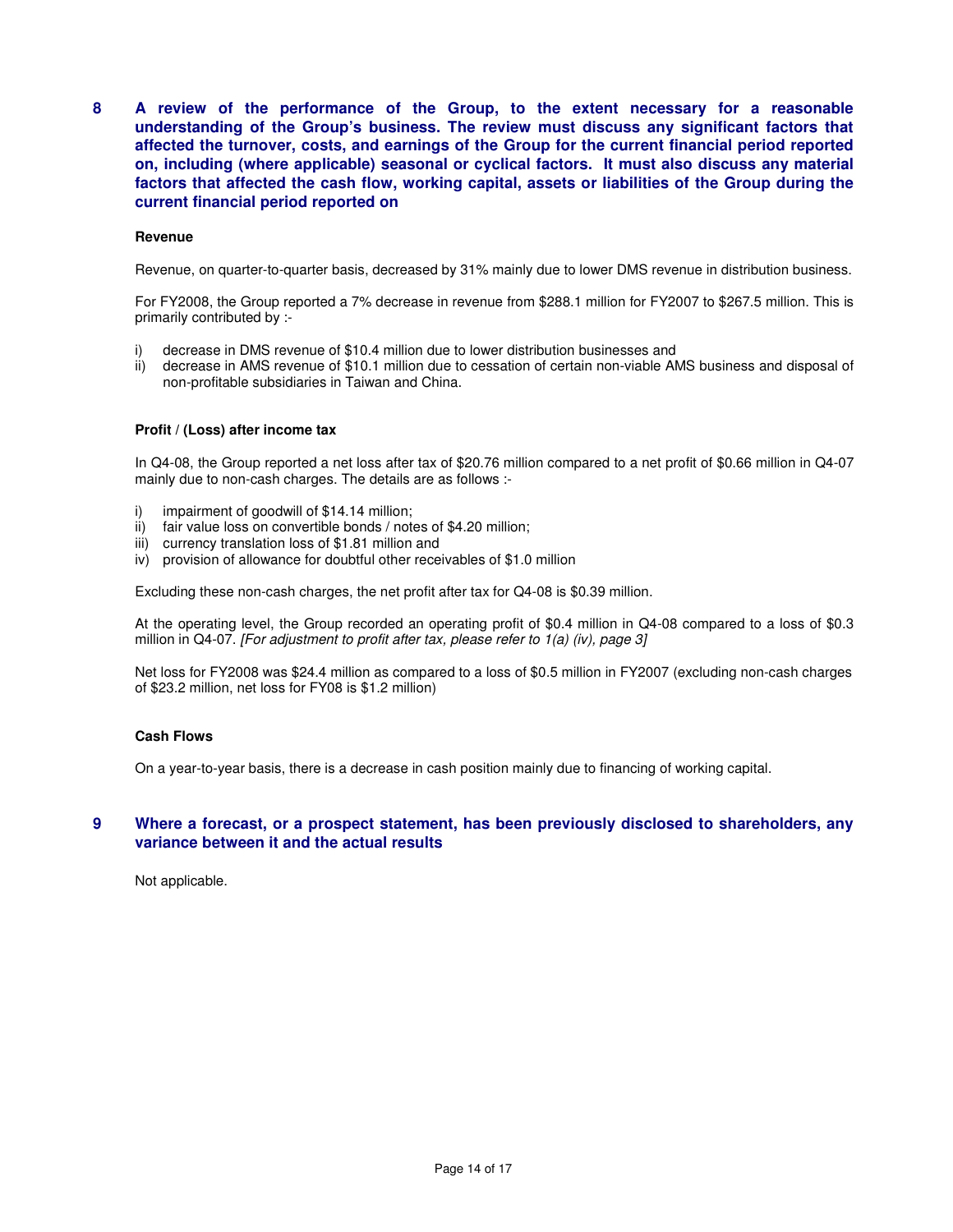## 8 A review of the performance of the Group, to the extent necessary for a reasonable understanding of the Group's business. The review must discuss any significant factors that affected the turnover, costs, and earnings of the Group for the current financial period reported on, including (where applicable) seasonal or cyclical factors. It must also discuss any material factors that affected the cash flow, working capital, assets or liabilities of the Group during the current financial period reported on

**Revenue**

Revenue, on quarter-to-quarter basis, decreased by 31% mainly due to lower DMS revenue in distribution business.

For FY2008, the Group reported a 7% decrease in revenue from $288.1 million for FY2007 to $267.5 million. This is primarily contributed by :-

i) decrease in DMS revenue of $10.4 million due to lower distribution businesses and
ii) decrease in AMS revenue of $10.1 million due to cessation of certain non-viable AMS business and disposal of non-profitable subsidiaries in Taiwan and China.

**Profit / (Loss) after income tax**

In Q4-08, the Group reported a net loss after tax of $20.76 million compared to a net profit of $0.66 million in Q4-07 mainly due to non-cash charges. The details are as follows :-

i) impairment of goodwill of $14.14 million;
ii) fair value loss on convertible bonds / notes of $4.20 million;
iii) currency translation loss of $1.81 million and
iv) provision of allowance for doubtful other receivables of $1.0 million

Excluding these non-cash charges, the net profit after tax for Q4-08 is $0.39 million.

At the operating level, the Group recorded an operating profit of $0.4 million in Q4-08 compared to a loss of $0.3 million in Q4-07. *[For adjustment to profit after tax, please refer to 1(a) (iv), page 3]*

Net loss for FY2008 was $24.4 million as compared to a loss of $0.5 million in FY2007 (excluding non-cash charges of $23.2 million, net loss for FY08 is $1.2 million)

**Cash Flows**

On a year-to-year basis, there is a decrease in cash position mainly due to financing of working capital.

## 9 Where a forecast, or a prospect statement, has been previously disclosed to shareholders, any variance between it and the actual results

Not applicable.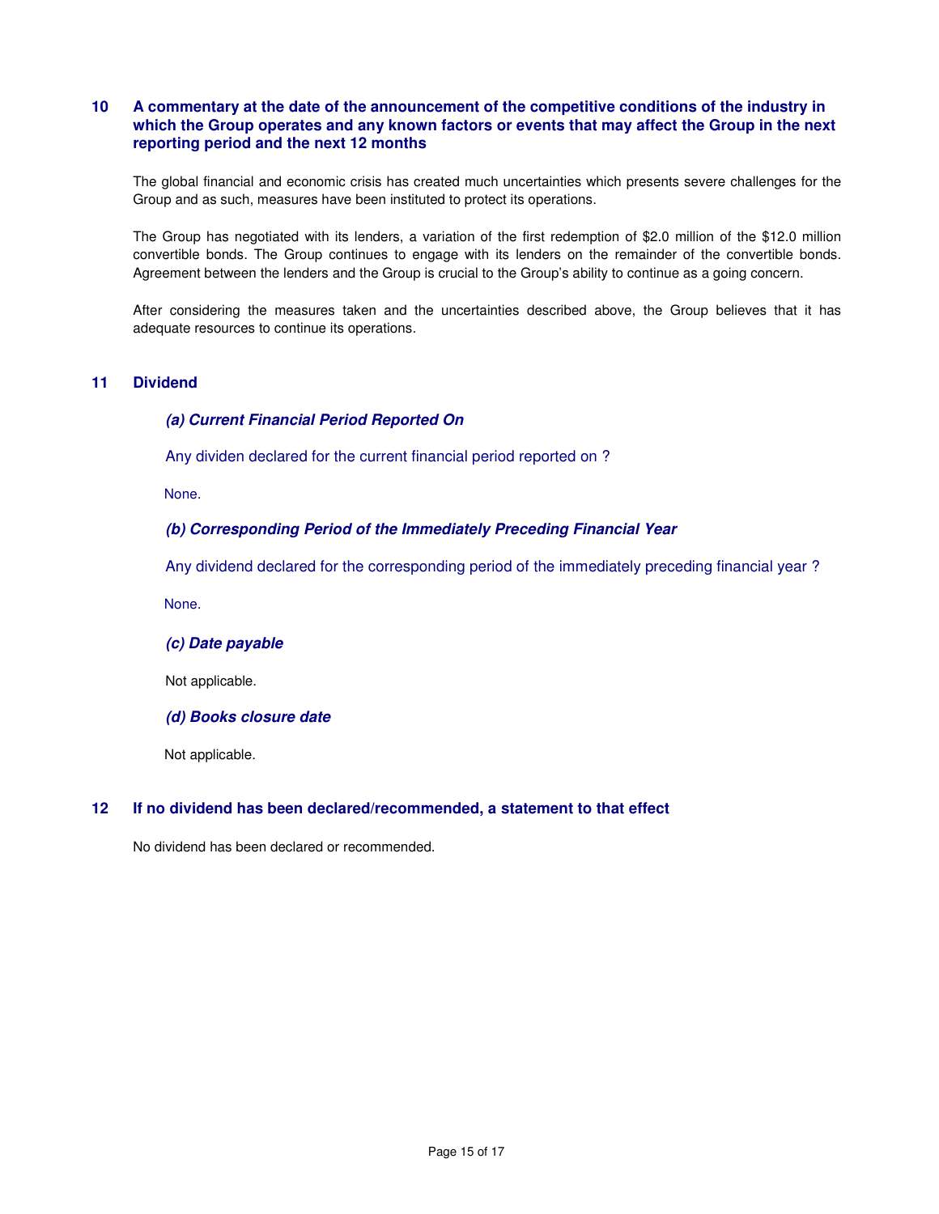## 10 A commentary at the date of the announcement of the competitive conditions of the industry in which the Group operates and any known factors or events that may affect the Group in the next reporting period and the next 12 months

The global financial and economic crisis has created much uncertainties which presents severe challenges for the Group and as such, measures have been instituted to protect its operations.

The Group has negotiated with its lenders, a variation of the first redemption of $2.0 million of the $12.0 million convertible bonds. The Group continues to engage with its lenders on the remainder of the convertible bonds. Agreement between the lenders and the Group is crucial to the Group's ability to continue as a going concern.

After considering the measures taken and the uncertainties described above, the Group believes that it has adequate resources to continue its operations.

## 11 Dividend

### *(a) Current Financial Period Reported On*

Any dividen declared for the current financial period reported on ?

None.

### *(b) Corresponding Period of the Immediately Preceding Financial Year*

Any dividend declared for the corresponding period of the immediately preceding financial year ?

None.

### *(c) Date payable*

Not applicable.

### *(d) Books closure date*

Not applicable.

## 12 If no dividend has been declared/recommended, a statement to that effect

No dividend has been declared or recommended.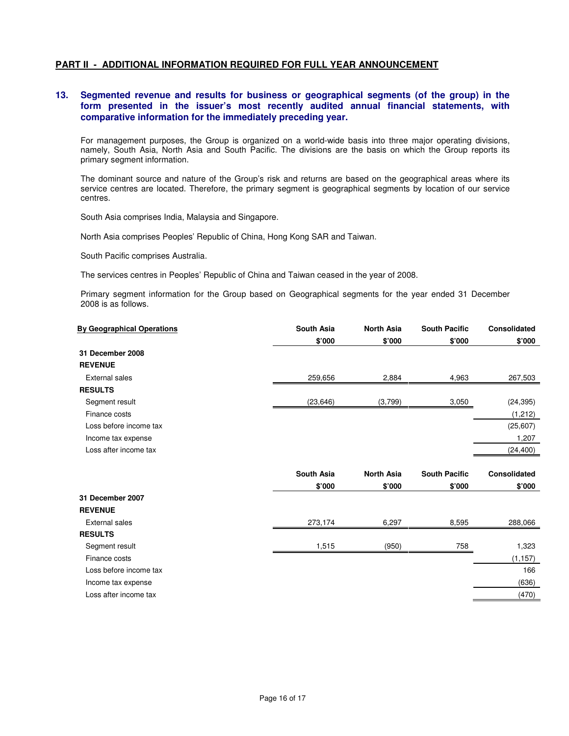## PART II - ADDITIONAL INFORMATION REQUIRED FOR FULL YEAR ANNOUNCEMENT

### 13. Segmented revenue and results for business or geographical segments (of the group) in the form presented in the issuer's most recently audited annual financial statements, with comparative information for the immediately preceding year.

For management purposes, the Group is organized on a world-wide basis into three major operating divisions, namely, South Asia, North Asia and South Pacific. The divisions are the basis on which the Group reports its primary segment information.

The dominant source and nature of the Group's risk and returns are based on the geographical areas where its service centres are located. Therefore, the primary segment is geographical segments by location of our service centres.

South Asia comprises India, Malaysia and Singapore.

North Asia comprises Peoples' Republic of China, Hong Kong SAR and Taiwan.

South Pacific comprises Australia.

The services centres in Peoples' Republic of China and Taiwan ceased in the year of 2008.

Primary segment information for the Group based on Geographical segments for the year ended 31 December 2008 is as follows.

| **By Geographical Operations** | **South Asia** | **North Asia** | **South Pacific** | **Consolidated** |
|---|---|---|---|---|
| | **$'000** | **$'000** | **$'000** | **$'000** |
| **31 December 2008** | | | | |
| **REVENUE** | | | | |
| External sales | 259,656 | 2,884 | 4,963 | 267,503 |
| **RESULTS** | | | | |
| Segment result | (23,646) | (3,799) | 3,050 | (24,395) |
| Finance costs | | | | (1,212) |
| Loss before income tax | | | | (25,607) |
| Income tax expense | | | | 1,207 |
| Loss after income tax | | | | (24,400) |

| | **South Asia** | **North Asia** | **South Pacific** | **Consolidated** |
|---|---|---|---|---|
| | **$'000** | **$'000** | **$'000** | **$'000** |
| **31 December 2007** | | | | |
| **REVENUE** | | | | |
| External sales | 273,174 | 6,297 | 8,595 | 288,066 |
| **RESULTS** | | | | |
| Segment result | 1,515 | (950) | 758 | 1,323 |
| Finance costs | | | | (1,157) |
| Loss before income tax | | | | 166 |
| Income tax expense | | | | (636) |
| Loss after income tax | | | | (470) |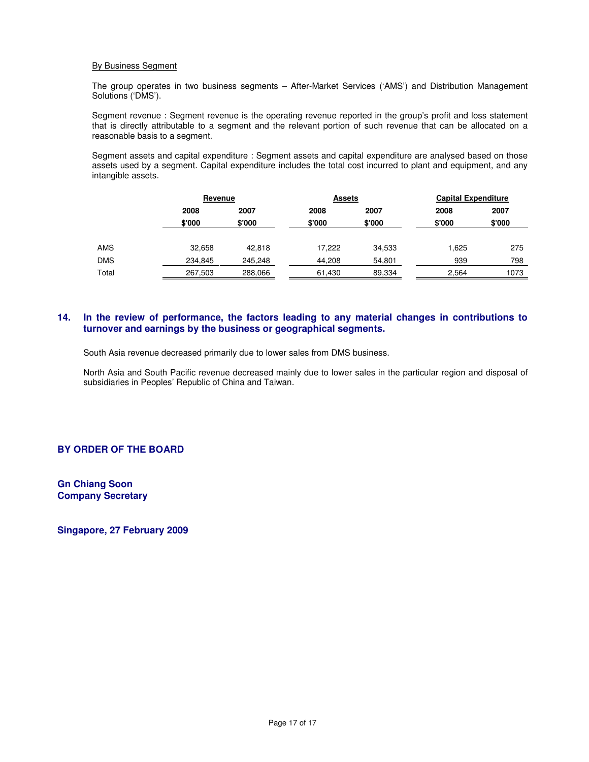By Business Segment

The group operates in two business segments – After-Market Services ('AMS') and Distribution Management Solutions ('DMS').

Segment revenue : Segment revenue is the operating revenue reported in the group's profit and loss statement that is directly attributable to a segment and the relevant portion of such revenue that can be allocated on a reasonable basis to a segment.

Segment assets and capital expenditure : Segment assets and capital expenditure are analysed based on those assets used by a segment. Capital expenditure includes the total cost incurred to plant and equipment, and any intangible assets.

| | Revenue | | Assets | | Capital Expenditure | |
|---|---|---|---|---|---|---|
| | 2008 | 2007 | 2008 | 2007 | 2008 | 2007 |
| | $'000 | $'000 | $'000 | $'000 | $'000 | $'000 |
| AMS | 32,658 | 42,818 | 17,222 | 34,533 | 1,625 | 275 |
| DMS | 234,845 | 245,248 | 44,208 | 54,801 | 939 | 798 |
| Total | 267,503 | 288,066 | 61,430 | 89,334 | 2,564 | 1073 |

## 14. In the review of performance, the factors leading to any material changes in contributions to turnover and earnings by the business or geographical segments.

South Asia revenue decreased primarily due to lower sales from DMS business.

North Asia and South Pacific revenue decreased mainly due to lower sales in the particular region and disposal of subsidiaries in Peoples' Republic of China and Taiwan.

**BY ORDER OF THE BOARD**

**Gn Chiang Soon**
**Company Secretary**

**Singapore, 27 February 2009**